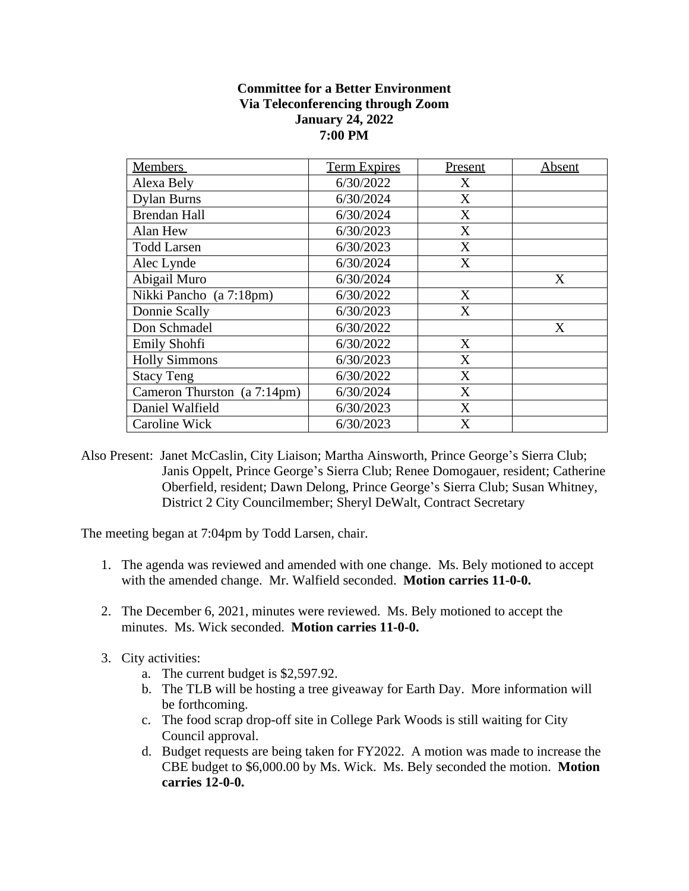**Committee for a Better Environment**
**Via Teleconferencing through Zoom**
**January 24, 2022**
**7:00 PM**

| Members | Term Expires | Present | Absent |
|---|---|---|---|
| Alexa Bely | 6/30/2022 | X | |
| Dylan Burns | 6/30/2024 | X | |
| Brendan Hall | 6/30/2024 | X | |
| Alan Hew | 6/30/2023 | X | |
| Todd Larsen | 6/30/2023 | X | |
| Alec Lynde | 6/30/2024 | X | |
| Abigail Muro | 6/30/2024 | | X |
| Nikki Pancho (a 7:18pm) | 6/30/2022 | X | |
| Donnie Scally | 6/30/2023 | X | |
| Don Schmadel | 6/30/2022 | | X |
| Emily Shohfi | 6/30/2022 | X | |
| Holly Simmons | 6/30/2023 | X | |
| Stacy Teng | 6/30/2022 | X | |
| Cameron Thurston (a 7:14pm) | 6/30/2024 | X | |
| Daniel Walfield | 6/30/2023 | X | |
| Caroline Wick | 6/30/2023 | X | |

Also Present: Janet McCaslin, City Liaison; Martha Ainsworth, Prince George's Sierra Club; Janis Oppelt, Prince George's Sierra Club; Renee Domogauer, resident; Catherine Oberfield, resident; Dawn Delong, Prince George's Sierra Club; Susan Whitney, District 2 City Councilmember; Sheryl DeWalt, Contract Secretary

The meeting began at 7:04pm by Todd Larsen, chair.

1. The agenda was reviewed and amended with one change. Ms. Bely motioned to accept with the amended change. Mr. Walfield seconded. **Motion carries 11-0-0.**

2. The December 6, 2021, minutes were reviewed. Ms. Bely motioned to accept the minutes. Ms. Wick seconded. **Motion carries 11-0-0.**

3. City activities:
   a. The current budget is $2,597.92.
   b. The TLB will be hosting a tree giveaway for Earth Day. More information will be forthcoming.
   c. The food scrap drop-off site in College Park Woods is still waiting for City Council approval.
   d. Budget requests are being taken for FY2022. A motion was made to increase the CBE budget to $6,000.00 by Ms. Wick. Ms. Bely seconded the motion. **Motion carries 12-0-0.**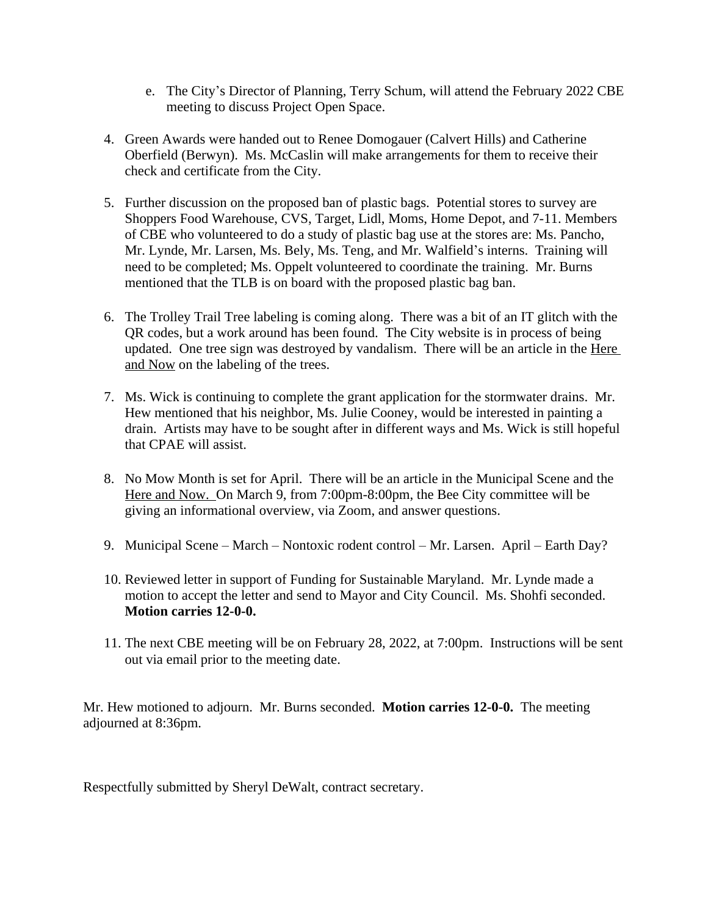e. The City's Director of Planning, Terry Schum, will attend the February 2022 CBE meeting to discuss Project Open Space.

4. Green Awards were handed out to Renee Domogauer (Calvert Hills) and Catherine Oberfield (Berwyn). Ms. McCaslin will make arrangements for them to receive their check and certificate from the City.

5. Further discussion on the proposed ban of plastic bags. Potential stores to survey are Shoppers Food Warehouse, CVS, Target, Lidl, Moms, Home Depot, and 7-11. Members of CBE who volunteered to do a study of plastic bag use at the stores are: Ms. Pancho, Mr. Lynde, Mr. Larsen, Ms. Bely, Ms. Teng, and Mr. Walfield's interns. Training will need to be completed; Ms. Oppelt volunteered to coordinate the training. Mr. Burns mentioned that the TLB is on board with the proposed plastic bag ban.

6. The Trolley Trail Tree labeling is coming along. There was a bit of an IT glitch with the QR codes, but a work around has been found. The City website is in process of being updated. One tree sign was destroyed by vandalism. There will be an article in the Here and Now on the labeling of the trees.

7. Ms. Wick is continuing to complete the grant application for the stormwater drains. Mr. Hew mentioned that his neighbor, Ms. Julie Cooney, would be interested in painting a drain. Artists may have to be sought after in different ways and Ms. Wick is still hopeful that CPAE will assist.

8. No Mow Month is set for April. There will be an article in the Municipal Scene and the Here and Now. On March 9, from 7:00pm-8:00pm, the Bee City committee will be giving an informational overview, via Zoom, and answer questions.

9. Municipal Scene – March – Nontoxic rodent control – Mr. Larsen. April – Earth Day?

10. Reviewed letter in support of Funding for Sustainable Maryland. Mr. Lynde made a motion to accept the letter and send to Mayor and City Council. Ms. Shohfi seconded. **Motion carries 12-0-0.**

11. The next CBE meeting will be on February 28, 2022, at 7:00pm. Instructions will be sent out via email prior to the meeting date.

Mr. Hew motioned to adjourn. Mr. Burns seconded. **Motion carries 12-0-0.** The meeting adjourned at 8:36pm.

Respectfully submitted by Sheryl DeWalt, contract secretary.